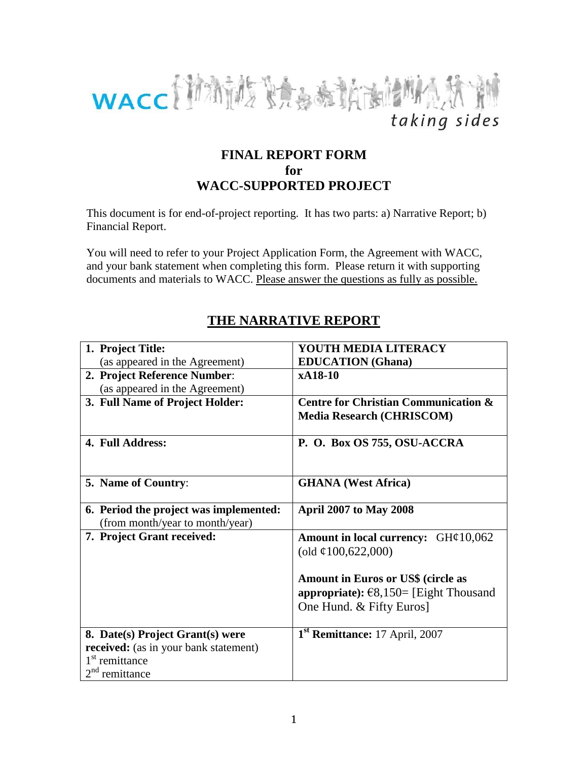WACC *taking sides*

# FINAL REPORT FORM
# for
# WACC-SUPPORTED PROJECT

This document is for end-of-project reporting. It has two parts: a) Narrative Report; b) Financial Report.

You will need to refer to your Project Application Form, the Agreement with WACC, and your bank statement when completing this form. Please return it with supporting documents and materials to WACC. Please answer the questions as fully as possible.

## THE NARRATIVE REPORT

| | |
|---|---|
| **1. Project Title:** (as appeared in the Agreement) | **YOUTH MEDIA LITERACY EDUCATION (Ghana)** |
| **2. Project Reference Number**: (as appeared in the Agreement) | **xA18-10** |
| **3. Full Name of Project Holder:** | **Centre for Christian Communication & Media Research (CHRISCOM)** |
| **4. Full Address:** | **P. O. Box OS 755, OSU-ACCRA** |
| **5. Name of Country**: | **GHANA (West Africa)** |
| **6. Period the project was implemented:** (from month/year to month/year) | **April 2007 to May 2008** |
| **7. Project Grant received:** | **Amount in local currency:** GH¢10,062 (old ¢100,622,000)<br><br>**Amount in Euros or US$ (circle as appropriate):** €8,150= [Eight Thousand One Hund. & Fifty Euros] |
| **8. Date(s) Project Grant(s) were received:** (as in your bank statement)<br>1st remittance<br>2nd remittance | **1st Remittance:** 17 April, 2007 |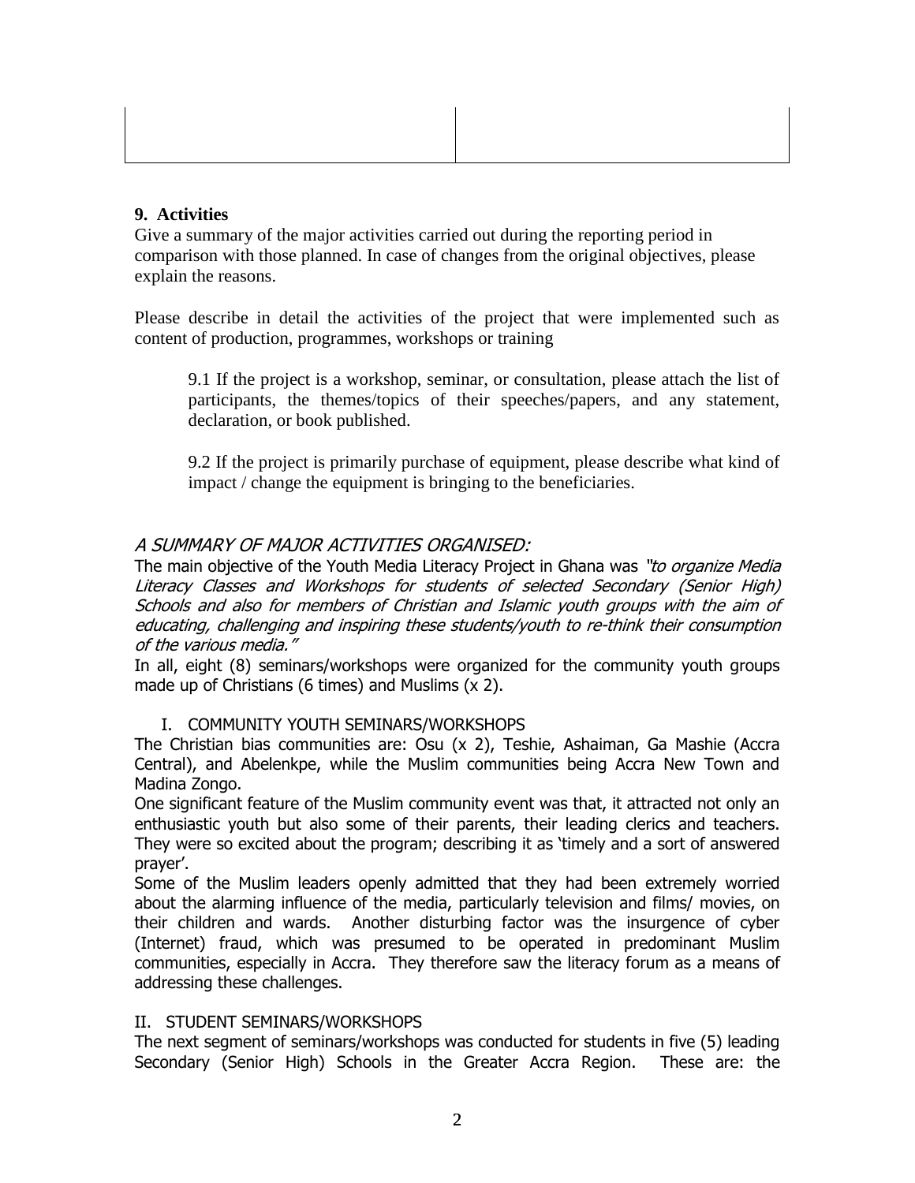| | |
|---|---|
| | |

**9. Activities**

Give a summary of the major activities carried out during the reporting period in comparison with those planned. In case of changes from the original objectives, please explain the reasons.

Please describe in detail the activities of the project that were implemented such as content of production, programmes, workshops or training

> 9.1 If the project is a workshop, seminar, or consultation, please attach the list of participants, the themes/topics of their speeches/papers, and any statement, declaration, or book published.
>
> 9.2 If the project is primarily purchase of equipment, please describe what kind of impact / change the equipment is bringing to the beneficiaries.

*A SUMMARY OF MAJOR ACTIVITIES ORGANISED:*

The main objective of the Youth Media Literacy Project in Ghana was *"to organize Media Literacy Classes and Workshops for students of selected Secondary (Senior High) Schools and also for members of Christian and Islamic youth groups with the aim of educating, challenging and inspiring these students/youth to re-think their consumption of the various media."*

In all, eight (8) seminars/workshops were organized for the community youth groups made up of Christians (6 times) and Muslims (x 2).

I. COMMUNITY YOUTH SEMINARS/WORKSHOPS

The Christian bias communities are: Osu (x 2), Teshie, Ashaiman, Ga Mashie (Accra Central), and Abelenkpe, while the Muslim communities being Accra New Town and Madina Zongo.

One significant feature of the Muslim community event was that, it attracted not only an enthusiastic youth but also some of their parents, their leading clerics and teachers. They were so excited about the program; describing it as 'timely and a sort of answered prayer'.

Some of the Muslim leaders openly admitted that they had been extremely worried about the alarming influence of the media, particularly television and films/ movies, on their children and wards. Another disturbing factor was the insurgence of cyber (Internet) fraud, which was presumed to be operated in predominant Muslim communities, especially in Accra. They therefore saw the literacy forum as a means of addressing these challenges.

II. STUDENT SEMINARS/WORKSHOPS

The next segment of seminars/workshops was conducted for students in five (5) leading Secondary (Senior High) Schools in the Greater Accra Region. These are: the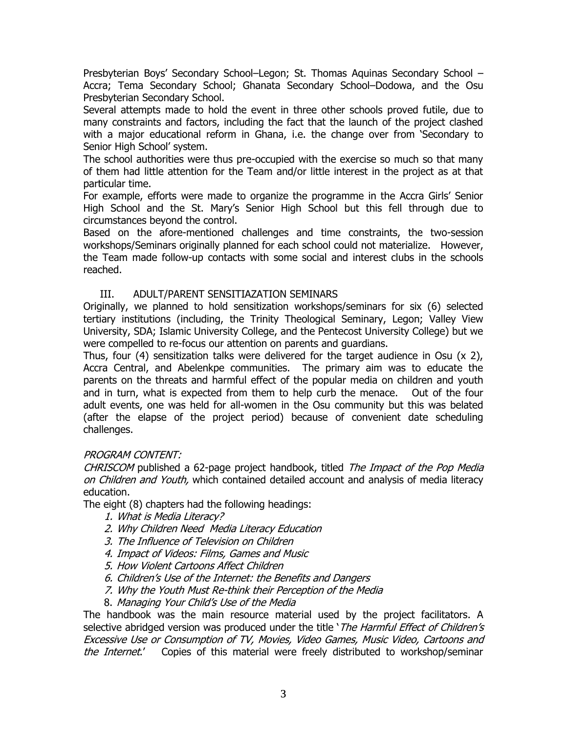Presbyterian Boys' Secondary School–Legon; St. Thomas Aquinas Secondary School – Accra; Tema Secondary School; Ghanata Secondary School–Dodowa, and the Osu Presbyterian Secondary School.

Several attempts made to hold the event in three other schools proved futile, due to many constraints and factors, including the fact that the launch of the project clashed with a major educational reform in Ghana, i.e. the change over from 'Secondary to Senior High School' system.

The school authorities were thus pre-occupied with the exercise so much so that many of them had little attention for the Team and/or little interest in the project as at that particular time.

For example, efforts were made to organize the programme in the Accra Girls' Senior High School and the St. Mary's Senior High School but this fell through due to circumstances beyond the control.

Based on the afore-mentioned challenges and time constraints, the two-session workshops/Seminars originally planned for each school could not materialize. However, the Team made follow-up contacts with some social and interest clubs in the schools reached.

### III. ADULT/PARENT SENSITIAZATION SEMINARS

Originally, we planned to hold sensitization workshops/seminars for six (6) selected tertiary institutions (including, the Trinity Theological Seminary, Legon; Valley View University, SDA; Islamic University College, and the Pentecost University College) but we were compelled to re-focus our attention on parents and guardians.

Thus, four (4) sensitization talks were delivered for the target audience in Osu (x 2), Accra Central, and Abelenkpe communities. The primary aim was to educate the parents on the threats and harmful effect of the popular media on children and youth and in turn, what is expected from them to help curb the menace. Out of the four adult events, one was held for all-women in the Osu community but this was belated (after the elapse of the project period) because of convenient date scheduling challenges.

*PROGRAM CONTENT:*

*CHRISCOM* published a 62-page project handbook, titled *The Impact of the Pop Media on Children and Youth,* which contained detailed account and analysis of media literacy education.

The eight (8) chapters had the following headings:

1. *What is Media Literacy?*
2. *Why Children Need Media Literacy Education*
3. *The Influence of Television on Children*
4. *Impact of Videos: Films, Games and Music*
5. *How Violent Cartoons Affect Children*
6. *Children's Use of the Internet: the Benefits and Dangers*
7. *Why the Youth Must Re-think their Perception of the Media*
8. *Managing Your Child's Use of the Media*

The handbook was the main resource material used by the project facilitators. A selective abridged version was produced under the title '*The Harmful Effect of Children's Excessive Use or Consumption of TV, Movies, Video Games, Music Video, Cartoons and the Internet*.' Copies of this material were freely distributed to workshop/seminar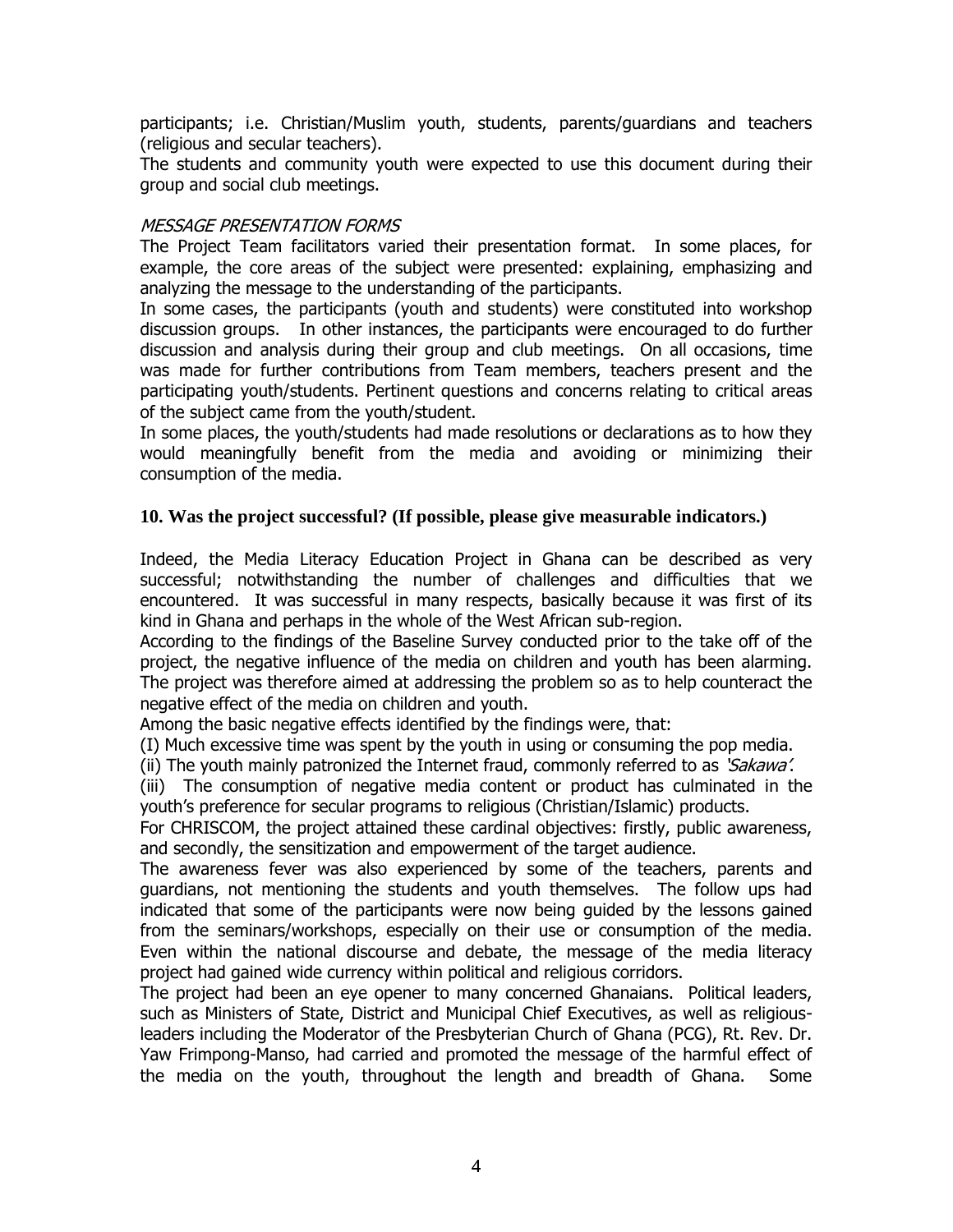participants; i.e. Christian/Muslim youth, students, parents/guardians and teachers (religious and secular teachers).

The students and community youth were expected to use this document during their group and social club meetings.

*MESSAGE PRESENTATION FORMS*

The Project Team facilitators varied their presentation format. In some places, for example, the core areas of the subject were presented: explaining, emphasizing and analyzing the message to the understanding of the participants.

In some cases, the participants (youth and students) were constituted into workshop discussion groups. In other instances, the participants were encouraged to do further discussion and analysis during their group and club meetings. On all occasions, time was made for further contributions from Team members, teachers present and the participating youth/students. Pertinent questions and concerns relating to critical areas of the subject came from the youth/student.

In some places, the youth/students had made resolutions or declarations as to how they would meaningfully benefit from the media and avoiding or minimizing their consumption of the media.

**10. Was the project successful? (If possible, please give measurable indicators.)**

Indeed, the Media Literacy Education Project in Ghana can be described as very successful; notwithstanding the number of challenges and difficulties that we encountered. It was successful in many respects, basically because it was first of its kind in Ghana and perhaps in the whole of the West African sub-region.

According to the findings of the Baseline Survey conducted prior to the take off of the project, the negative influence of the media on children and youth has been alarming. The project was therefore aimed at addressing the problem so as to help counteract the negative effect of the media on children and youth.

Among the basic negative effects identified by the findings were, that:

(I) Much excessive time was spent by the youth in using or consuming the pop media.

(ii) The youth mainly patronized the Internet fraud, commonly referred to as *'Sakawa'*.

(iii) The consumption of negative media content or product has culminated in the youth's preference for secular programs to religious (Christian/Islamic) products.

For CHRISCOM, the project attained these cardinal objectives: firstly, public awareness, and secondly, the sensitization and empowerment of the target audience.

The awareness fever was also experienced by some of the teachers, parents and guardians, not mentioning the students and youth themselves. The follow ups had indicated that some of the participants were now being guided by the lessons gained from the seminars/workshops, especially on their use or consumption of the media. Even within the national discourse and debate, the message of the media literacy project had gained wide currency within political and religious corridors.

The project had been an eye opener to many concerned Ghanaians. Political leaders, such as Ministers of State, District and Municipal Chief Executives, as well as religious-leaders including the Moderator of the Presbyterian Church of Ghana (PCG), Rt. Rev. Dr. Yaw Frimpong-Manso, had carried and promoted the message of the harmful effect of the media on the youth, throughout the length and breadth of Ghana. Some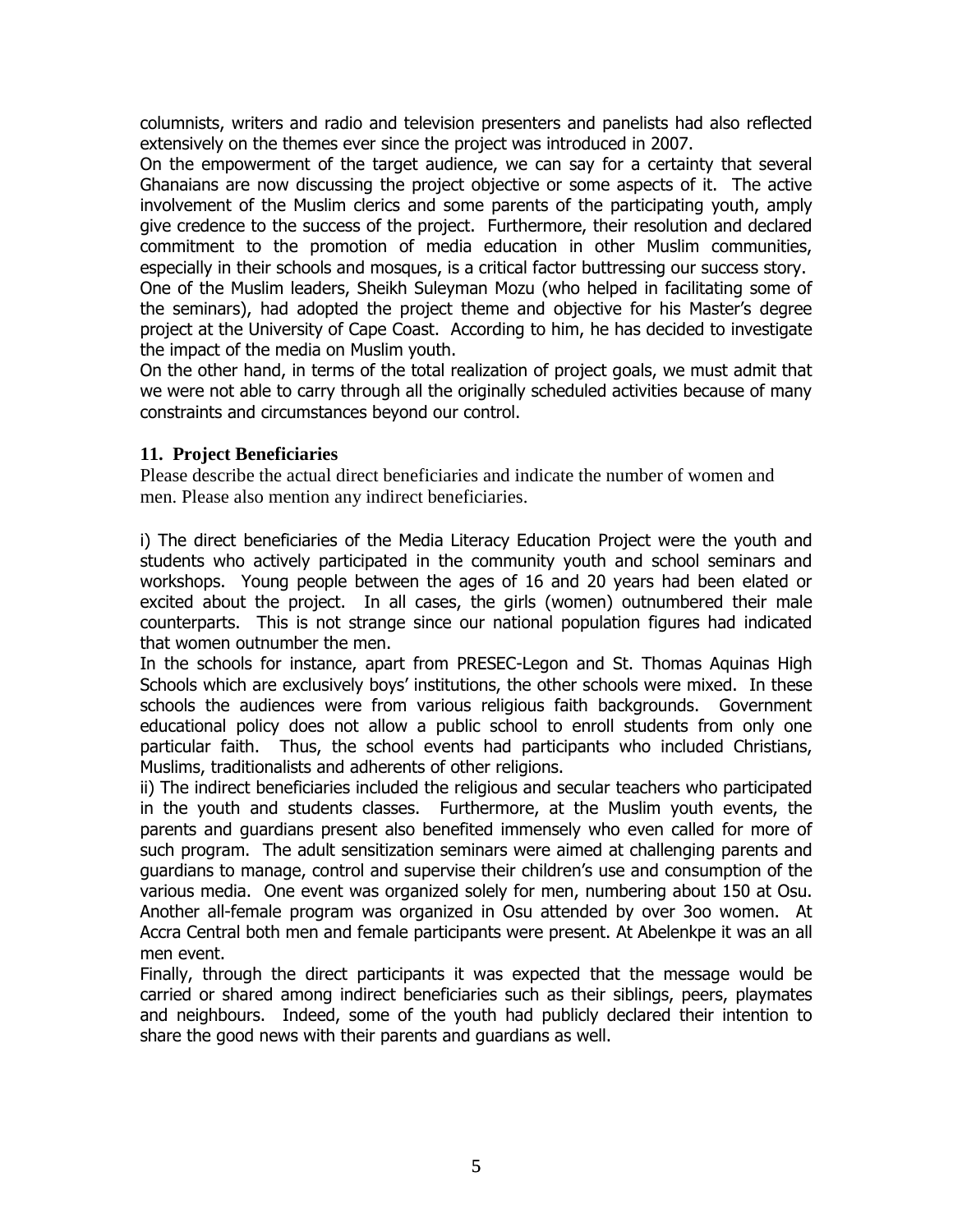columnists, writers and radio and television presenters and panelists had also reflected extensively on the themes ever since the project was introduced in 2007.

On the empowerment of the target audience, we can say for a certainty that several Ghanaians are now discussing the project objective or some aspects of it. The active involvement of the Muslim clerics and some parents of the participating youth, amply give credence to the success of the project. Furthermore, their resolution and declared commitment to the promotion of media education in other Muslim communities, especially in their schools and mosques, is a critical factor buttressing our success story.

One of the Muslim leaders, Sheikh Suleyman Mozu (who helped in facilitating some of the seminars), had adopted the project theme and objective for his Master's degree project at the University of Cape Coast. According to him, he has decided to investigate the impact of the media on Muslim youth.

On the other hand, in terms of the total realization of project goals, we must admit that we were not able to carry through all the originally scheduled activities because of many constraints and circumstances beyond our control.

## 11. Project Beneficiaries

Please describe the actual direct beneficiaries and indicate the number of women and men. Please also mention any indirect beneficiaries.

i) The direct beneficiaries of the Media Literacy Education Project were the youth and students who actively participated in the community youth and school seminars and workshops. Young people between the ages of 16 and 20 years had been elated or excited about the project. In all cases, the girls (women) outnumbered their male counterparts. This is not strange since our national population figures had indicated that women outnumber the men.

In the schools for instance, apart from PRESEC-Legon and St. Thomas Aquinas High Schools which are exclusively boys' institutions, the other schools were mixed. In these schools the audiences were from various religious faith backgrounds. Government educational policy does not allow a public school to enroll students from only one particular faith. Thus, the school events had participants who included Christians, Muslims, traditionalists and adherents of other religions.

ii) The indirect beneficiaries included the religious and secular teachers who participated in the youth and students classes. Furthermore, at the Muslim youth events, the parents and guardians present also benefited immensely who even called for more of such program. The adult sensitization seminars were aimed at challenging parents and guardians to manage, control and supervise their children's use and consumption of the various media. One event was organized solely for men, numbering about 150 at Osu. Another all-female program was organized in Osu attended by over 3oo women. At Accra Central both men and female participants were present. At Abelenkpe it was an all men event.

Finally, through the direct participants it was expected that the message would be carried or shared among indirect beneficiaries such as their siblings, peers, playmates and neighbours. Indeed, some of the youth had publicly declared their intention to share the good news with their parents and guardians as well.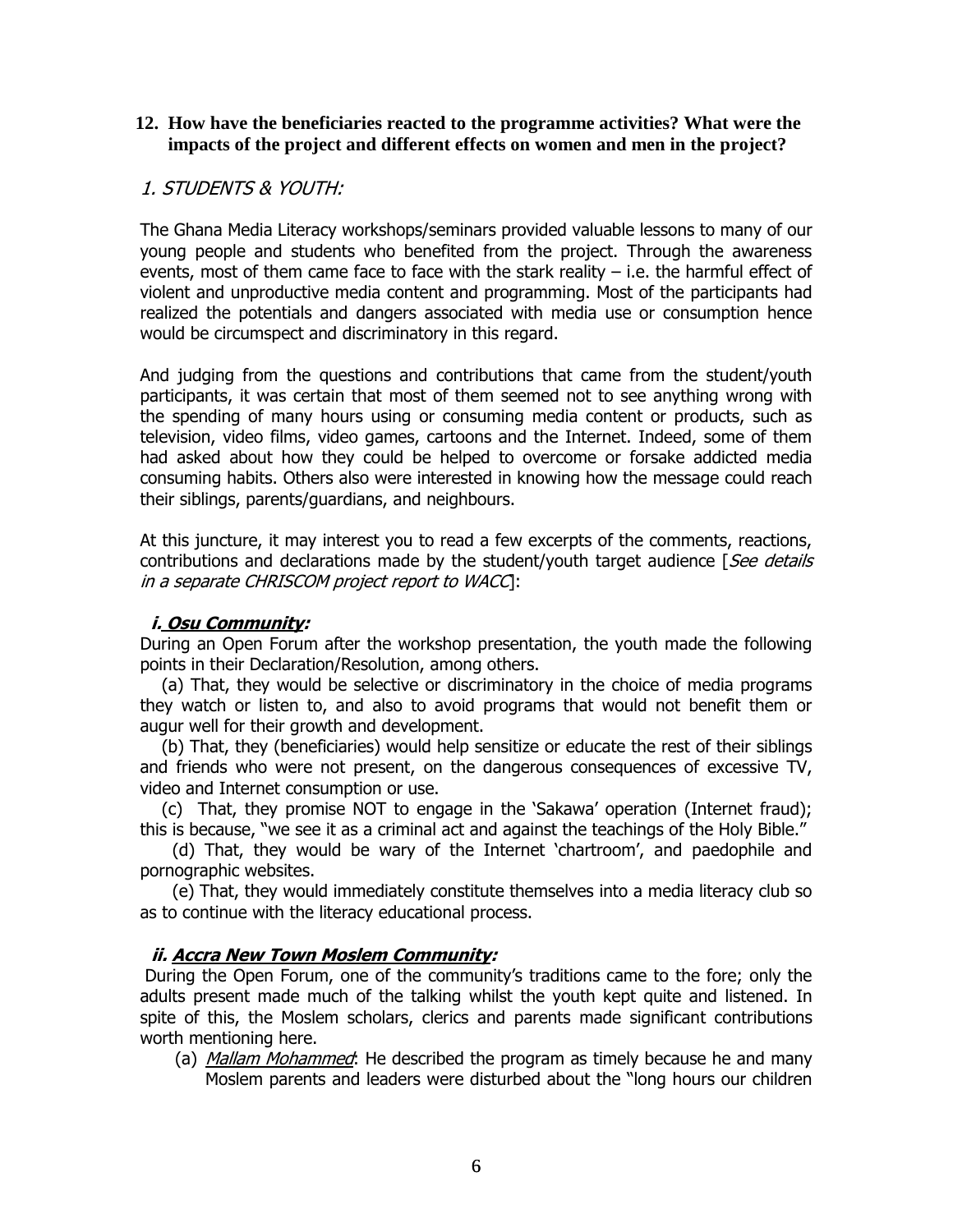**12. How have the beneficiaries reacted to the programme activities? What were the impacts of the project and different effects on women and men in the project?**

*1. STUDENTS & YOUTH:*

The Ghana Media Literacy workshops/seminars provided valuable lessons to many of our young people and students who benefited from the project. Through the awareness events, most of them came face to face with the stark reality – i.e. the harmful effect of violent and unproductive media content and programming. Most of the participants had realized the potentials and dangers associated with media use or consumption hence would be circumspect and discriminatory in this regard.

And judging from the questions and contributions that came from the student/youth participants, it was certain that most of them seemed not to see anything wrong with the spending of many hours using or consuming media content or products, such as television, video films, video games, cartoons and the Internet. Indeed, some of them had asked about how they could be helped to overcome or forsake addicted media consuming habits. Others also were interested in knowing how the message could reach their siblings, parents/guardians, and neighbours.

At this juncture, it may interest you to read a few excerpts of the comments, reactions, contributions and declarations made by the student/youth target audience [*See details in a separate CHRISCOM project report to WACC*]:

***i. Osu Community:***

During an Open Forum after the workshop presentation, the youth made the following points in their Declaration/Resolution, among others.

(a) That, they would be selective or discriminatory in the choice of media programs they watch or listen to, and also to avoid programs that would not benefit them or augur well for their growth and development.

(b) That, they (beneficiaries) would help sensitize or educate the rest of their siblings and friends who were not present, on the dangerous consequences of excessive TV, video and Internet consumption or use.

(c) That, they promise NOT to engage in the 'Sakawa' operation (Internet fraud); this is because, "we see it as a criminal act and against the teachings of the Holy Bible."

(d) That, they would be wary of the Internet 'chartroom', and paedophile and pornographic websites.

(e) That, they would immediately constitute themselves into a media literacy club so as to continue with the literacy educational process.

***ii. Accra New Town Moslem Community:***

During the Open Forum, one of the community's traditions came to the fore; only the adults present made much of the talking whilst the youth kept quite and listened. In spite of this, the Moslem scholars, clerics and parents made significant contributions worth mentioning here.

(a) *Mallam Mohammed*: He described the program as timely because he and many Moslem parents and leaders were disturbed about the "long hours our children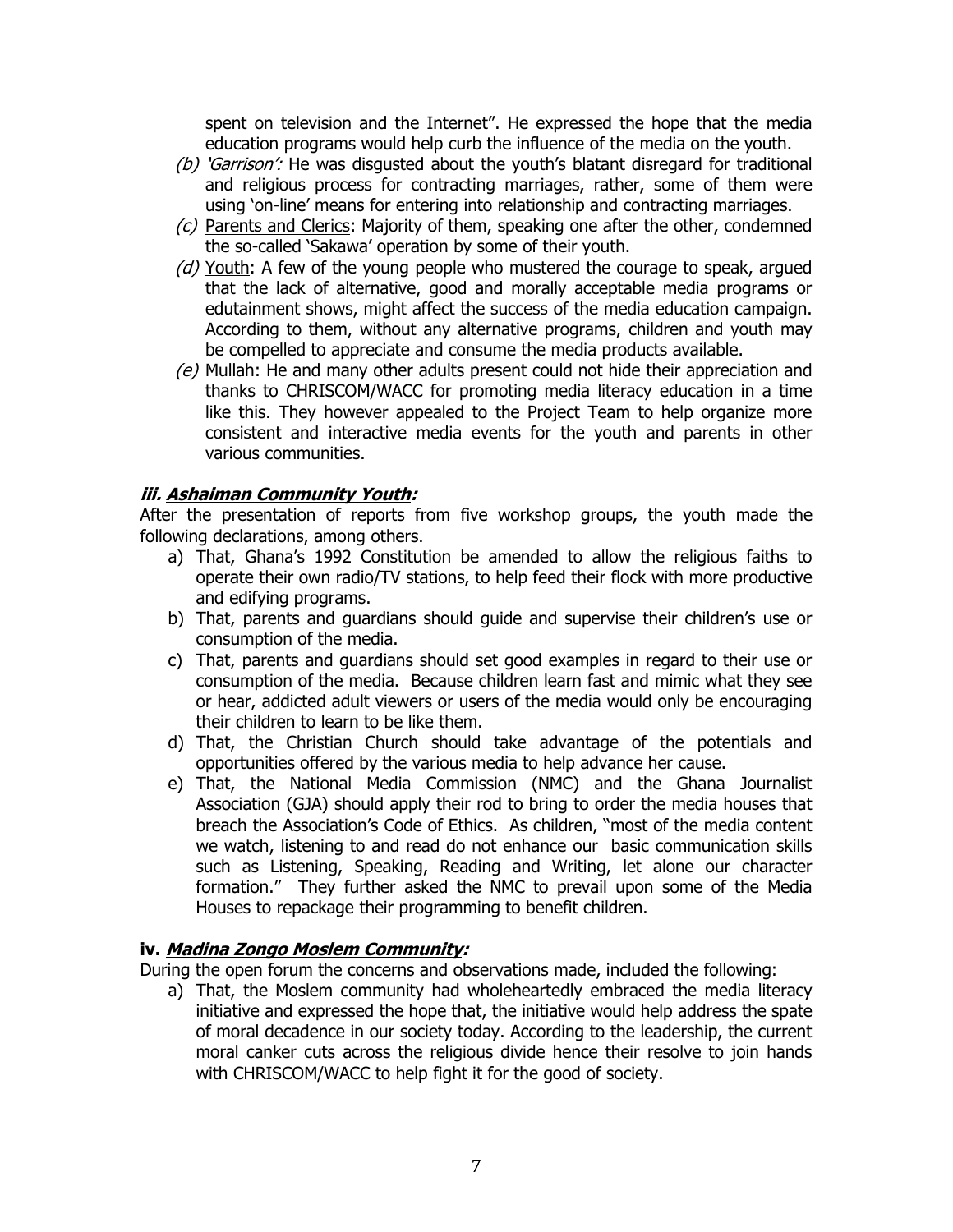spent on television and the Internet". He expressed the hope that the media education programs would help curb the influence of the media on the youth.

*(b)* *'Garrison':* He was disgusted about the youth's blatant disregard for traditional and religious process for contracting marriages, rather, some of them were using 'on-line' means for entering into relationship and contracting marriages.

*(c)* Parents and Clerics: Majority of them, speaking one after the other, condemned the so-called 'Sakawa' operation by some of their youth.

*(d)* Youth: A few of the young people who mustered the courage to speak, argued that the lack of alternative, good and morally acceptable media programs or edutainment shows, might affect the success of the media education campaign. According to them, without any alternative programs, children and youth may be compelled to appreciate and consume the media products available.

*(e)* Mullah: He and many other adults present could not hide their appreciation and thanks to CHRISCOM/WACC for promoting media literacy education in a time like this. They however appealed to the Project Team to help organize more consistent and interactive media events for the youth and parents in other various communities.

### *iii. Ashaiman Community Youth:*

After the presentation of reports from five workshop groups, the youth made the following declarations, among others.

a) That, Ghana's 1992 Constitution be amended to allow the religious faiths to operate their own radio/TV stations, to help feed their flock with more productive and edifying programs.
b) That, parents and guardians should guide and supervise their children's use or consumption of the media.
c) That, parents and guardians should set good examples in regard to their use or consumption of the media. Because children learn fast and mimic what they see or hear, addicted adult viewers or users of the media would only be encouraging their children to learn to be like them.
d) That, the Christian Church should take advantage of the potentials and opportunities offered by the various media to help advance her cause.
e) That, the National Media Commission (NMC) and the Ghana Journalist Association (GJA) should apply their rod to bring to order the media houses that breach the Association's Code of Ethics. As children, "most of the media content we watch, listening to and read do not enhance our basic communication skills such as Listening, Speaking, Reading and Writing, let alone our character formation." They further asked the NMC to prevail upon some of the Media Houses to repackage their programming to benefit children.

### iv. *Madina Zongo Moslem Community:*

During the open forum the concerns and observations made, included the following:

a) That, the Moslem community had wholeheartedly embraced the media literacy initiative and expressed the hope that, the initiative would help address the spate of moral decadence in our society today. According to the leadership, the current moral canker cuts across the religious divide hence their resolve to join hands with CHRISCOM/WACC to help fight it for the good of society.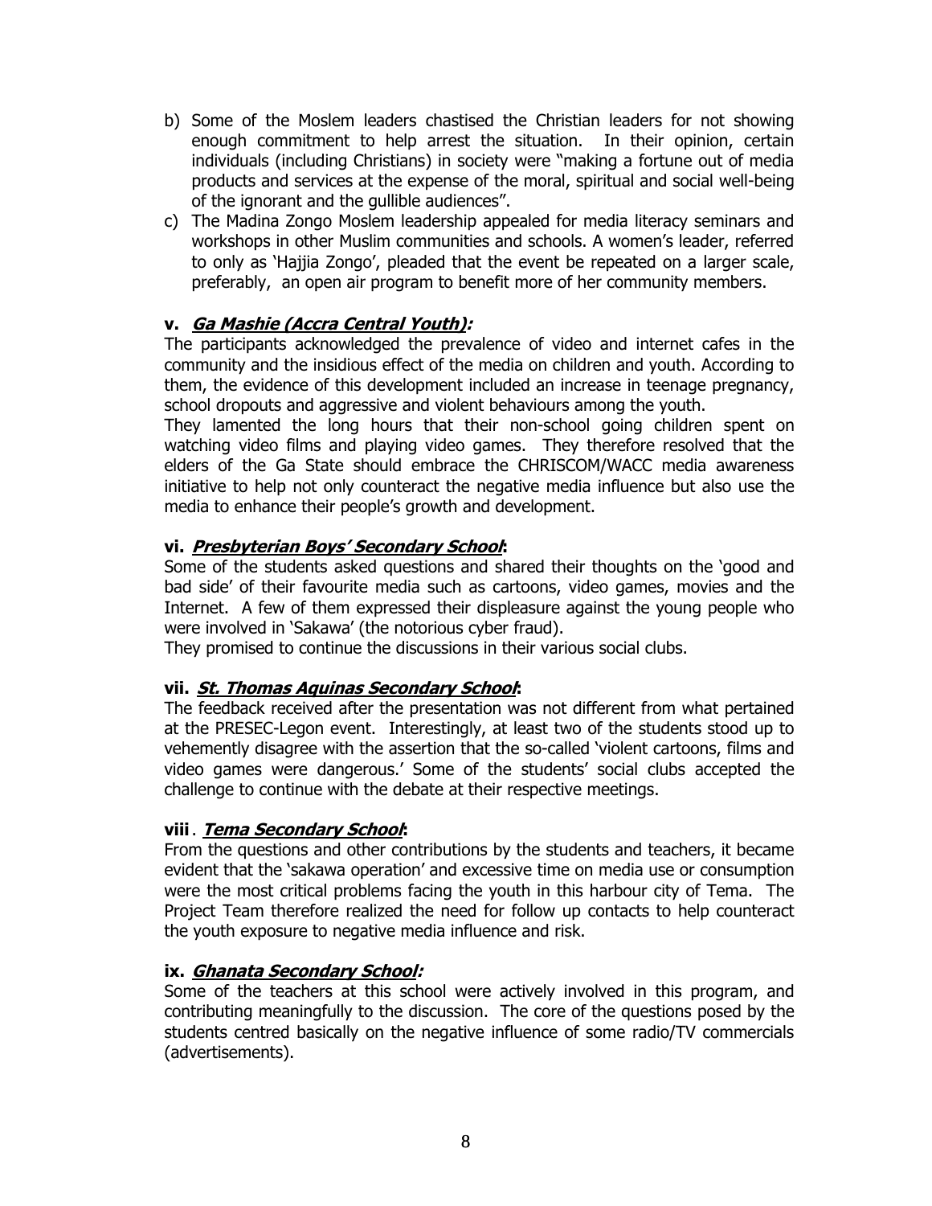b) Some of the Moslem leaders chastised the Christian leaders for not showing enough commitment to help arrest the situation. In their opinion, certain individuals (including Christians) in society were "making a fortune out of media products and services at the expense of the moral, spiritual and social well-being of the ignorant and the gullible audiences".

c) The Madina Zongo Moslem leadership appealed for media literacy seminars and workshops in other Muslim communities and schools. A women's leader, referred to only as 'Hajjia Zongo', pleaded that the event be repeated on a larger scale, preferably, an open air program to benefit more of her community members.

### v. ***Ga Mashie (Accra Central Youth):***

The participants acknowledged the prevalence of video and internet cafes in the community and the insidious effect of the media on children and youth. According to them, the evidence of this development included an increase in teenage pregnancy, school dropouts and aggressive and violent behaviours among the youth.

They lamented the long hours that their non-school going children spent on watching video films and playing video games. They therefore resolved that the elders of the Ga State should embrace the CHRISCOM/WACC media awareness initiative to help not only counteract the negative media influence but also use the media to enhance their people's growth and development.

### vi. ***Presbyterian Boys' Secondary School*:**

Some of the students asked questions and shared their thoughts on the 'good and bad side' of their favourite media such as cartoons, video games, movies and the Internet. A few of them expressed their displeasure against the young people who were involved in 'Sakawa' (the notorious cyber fraud).

They promised to continue the discussions in their various social clubs.

### vii. ***St. Thomas Aquinas Secondary School*:**

The feedback received after the presentation was not different from what pertained at the PRESEC-Legon event. Interestingly, at least two of the students stood up to vehemently disagree with the assertion that the so-called 'violent cartoons, films and video games were dangerous.' Some of the students' social clubs accepted the challenge to continue with the debate at their respective meetings.

### viii. ***Tema Secondary School*:**

From the questions and other contributions by the students and teachers, it became evident that the 'sakawa operation' and excessive time on media use or consumption were the most critical problems facing the youth in this harbour city of Tema. The Project Team therefore realized the need for follow up contacts to help counteract the youth exposure to negative media influence and risk.

### ix. ***Ghanata Secondary School:***

Some of the teachers at this school were actively involved in this program, and contributing meaningfully to the discussion. The core of the questions posed by the students centred basically on the negative influence of some radio/TV commercials (advertisements).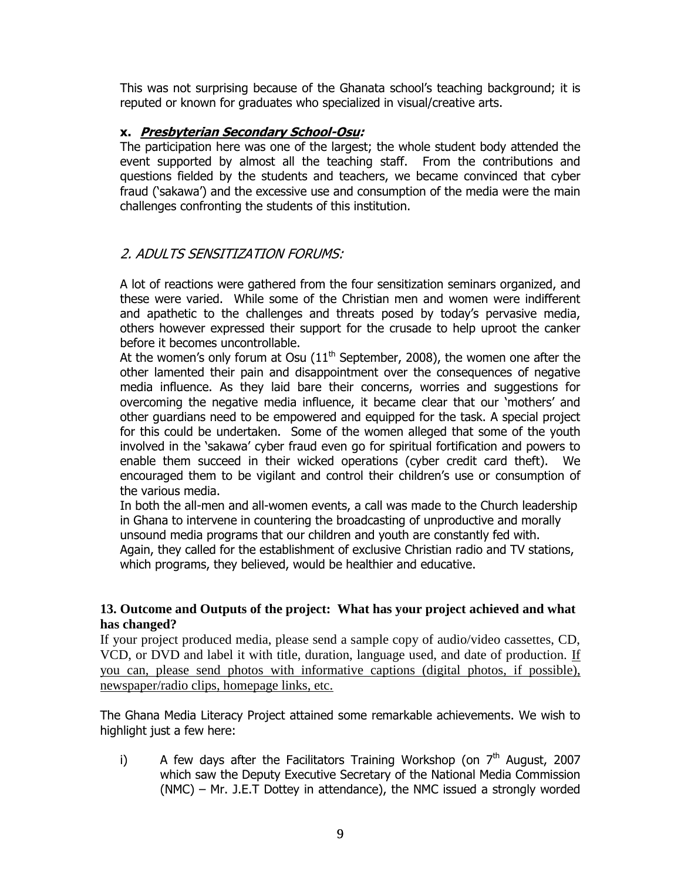This was not surprising because of the Ghanata school's teaching background; it is reputed or known for graduates who specialized in visual/creative arts.

**x. _Presbyterian Secondary School-Osu:_**

The participation here was one of the largest; the whole student body attended the event supported by almost all the teaching staff. From the contributions and questions fielded by the students and teachers, we became convinced that cyber fraud ('sakawa') and the excessive use and consumption of the media were the main challenges confronting the students of this institution.

## *2. ADULTS SENSITIZATION FORUMS:*

A lot of reactions were gathered from the four sensitization seminars organized, and these were varied. While some of the Christian men and women were indifferent and apathetic to the challenges and threats posed by today's pervasive media, others however expressed their support for the crusade to help uproot the canker before it becomes uncontrollable.

At the women's only forum at Osu (11th September, 2008), the women one after the other lamented their pain and disappointment over the consequences of negative media influence. As they laid bare their concerns, worries and suggestions for overcoming the negative media influence, it became clear that our 'mothers' and other guardians need to be empowered and equipped for the task. A special project for this could be undertaken. Some of the women alleged that some of the youth involved in the 'sakawa' cyber fraud even go for spiritual fortification and powers to enable them succeed in their wicked operations (cyber credit card theft). We encouraged them to be vigilant and control their children's use or consumption of the various media.

In both the all-men and all-women events, a call was made to the Church leadership in Ghana to intervene in countering the broadcasting of unproductive and morally unsound media programs that our children and youth are constantly fed with.

Again, they called for the establishment of exclusive Christian radio and TV stations, which programs, they believed, would be healthier and educative.

### 13. Outcome and Outputs of the project: What has your project achieved and what has changed?

If your project produced media, please send a sample copy of audio/video cassettes, CD, VCD, or DVD and label it with title, duration, language used, and date of production. <u>If you can, please send photos with informative captions (digital photos, if possible), newspaper/radio clips, homepage links, etc.</u>

The Ghana Media Literacy Project attained some remarkable achievements. We wish to highlight just a few here:

i) A few days after the Facilitators Training Workshop (on 7th August, 2007 which saw the Deputy Executive Secretary of the National Media Commission (NMC) – Mr. J.E.T Dottey in attendance), the NMC issued a strongly worded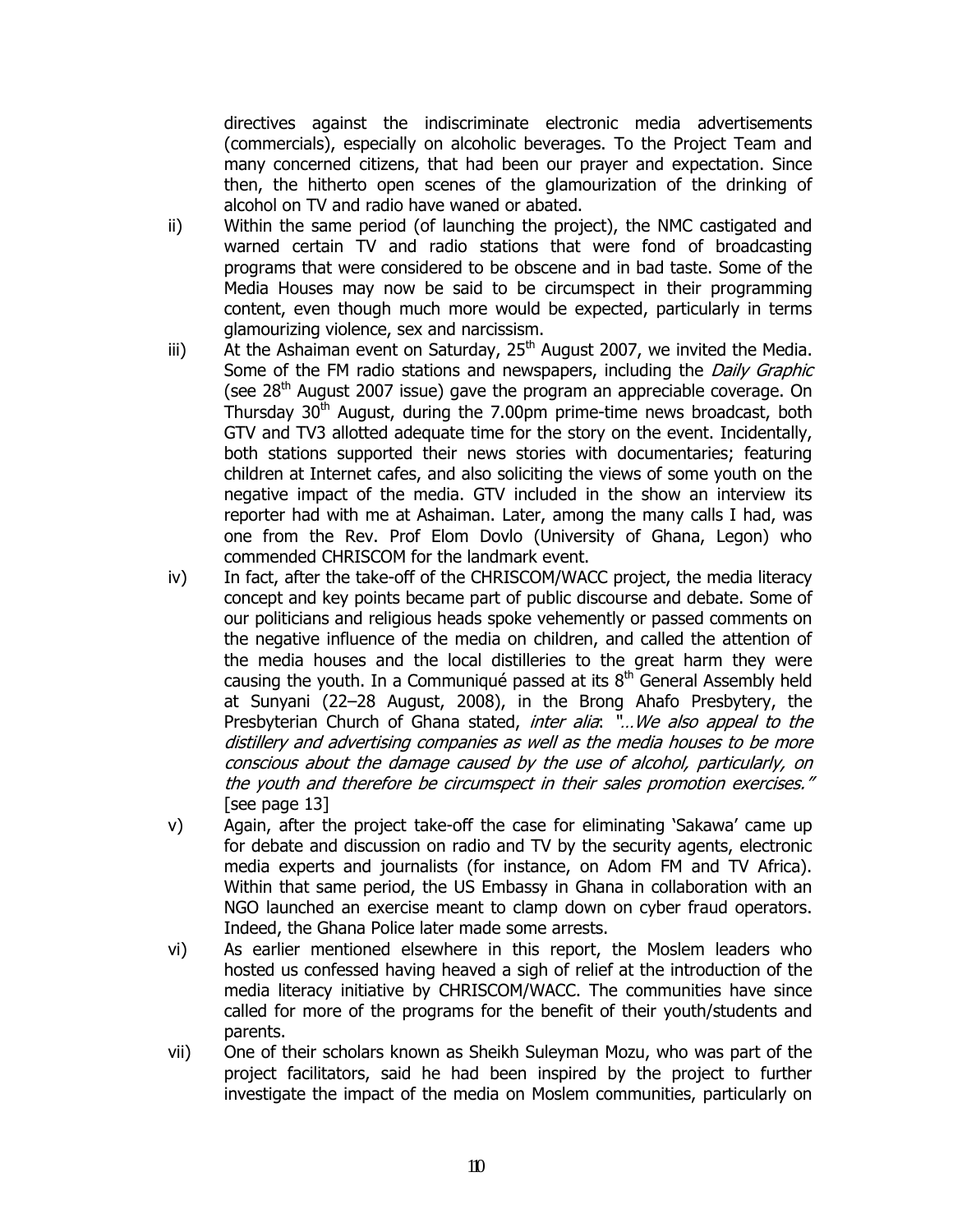directives against the indiscriminate electronic media advertisements (commercials), especially on alcoholic beverages. To the Project Team and many concerned citizens, that had been our prayer and expectation. Since then, the hitherto open scenes of the glamourization of the drinking of alcohol on TV and radio have waned or abated.

ii) Within the same period (of launching the project), the NMC castigated and warned certain TV and radio stations that were fond of broadcasting programs that were considered to be obscene and in bad taste. Some of the Media Houses may now be said to be circumspect in their programming content, even though much more would be expected, particularly in terms glamourizing violence, sex and narcissism.

iii) At the Ashaiman event on Saturday, 25th August 2007, we invited the Media. Some of the FM radio stations and newspapers, including the *Daily Graphic* (see 28th August 2007 issue) gave the program an appreciable coverage. On Thursday 30th August, during the 7.00pm prime-time news broadcast, both GTV and TV3 allotted adequate time for the story on the event. Incidentally, both stations supported their news stories with documentaries; featuring children at Internet cafes, and also soliciting the views of some youth on the negative impact of the media. GTV included in the show an interview its reporter had with me at Ashaiman. Later, among the many calls I had, was one from the Rev. Prof Elom Dovlo (University of Ghana, Legon) who commended CHRISCOM for the landmark event.

iv) In fact, after the take-off of the CHRISCOM/WACC project, the media literacy concept and key points became part of public discourse and debate. Some of our politicians and religious heads spoke vehemently or passed comments on the negative influence of the media on children, and called the attention of the media houses and the local distilleries to the great harm they were causing the youth. In a Communiqué passed at its 8th General Assembly held at Sunyani (22–28 August, 2008), in the Brong Ahafo Presbytery, the Presbyterian Church of Ghana stated, *inter alia*: *"…We also appeal to the distillery and advertising companies as well as the media houses to be more conscious about the damage caused by the use of alcohol, particularly, on the youth and therefore be circumspect in their sales promotion exercises."* [see page 13]

v) Again, after the project take-off the case for eliminating 'Sakawa' came up for debate and discussion on radio and TV by the security agents, electronic media experts and journalists (for instance, on Adom FM and TV Africa). Within that same period, the US Embassy in Ghana in collaboration with an NGO launched an exercise meant to clamp down on cyber fraud operators. Indeed, the Ghana Police later made some arrests.

vi) As earlier mentioned elsewhere in this report, the Moslem leaders who hosted us confessed having heaved a sigh of relief at the introduction of the media literacy initiative by CHRISCOM/WACC. The communities have since called for more of the programs for the benefit of their youth/students and parents.

vii) One of their scholars known as Sheikh Suleyman Mozu, who was part of the project facilitators, said he had been inspired by the project to further investigate the impact of the media on Moslem communities, particularly on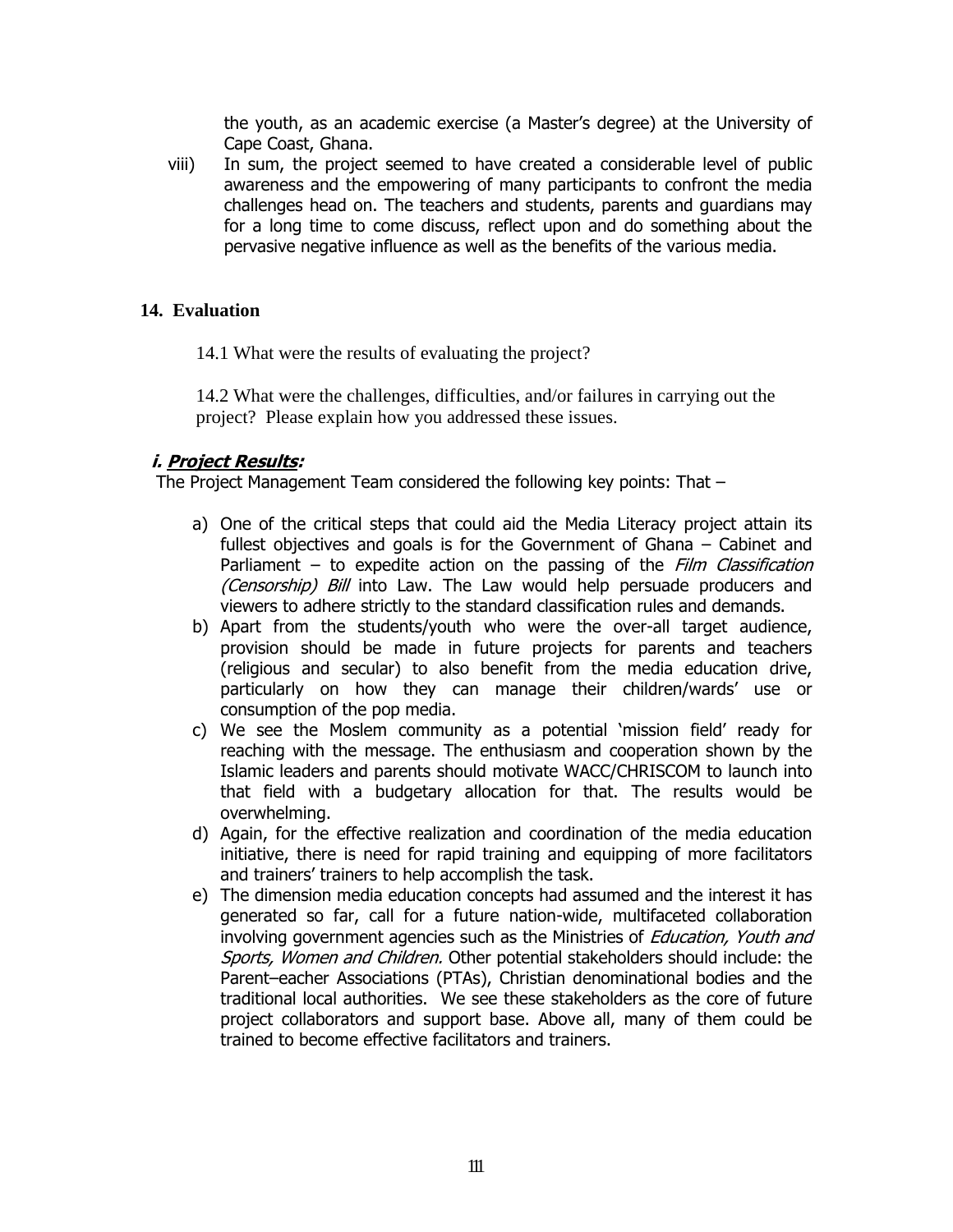the youth, as an academic exercise (a Master's degree) at the University of Cape Coast, Ghana.

viii) In sum, the project seemed to have created a considerable level of public awareness and the empowering of many participants to confront the media challenges head on. The teachers and students, parents and guardians may for a long time to come discuss, reflect upon and do something about the pervasive negative influence as well as the benefits of the various media.

## 14. Evaluation

14.1 What were the results of evaluating the project?

14.2 What were the challenges, difficulties, and/or failures in carrying out the project? Please explain how you addressed these issues.

***i. Project Results:***

The Project Management Team considered the following key points: That –

a) One of the critical steps that could aid the Media Literacy project attain its fullest objectives and goals is for the Government of Ghana – Cabinet and Parliament – to expedite action on the passing of the *Film Classification (Censorship) Bill* into Law. The Law would help persuade producers and viewers to adhere strictly to the standard classification rules and demands.
b) Apart from the students/youth who were the over-all target audience, provision should be made in future projects for parents and teachers (religious and secular) to also benefit from the media education drive, particularly on how they can manage their children/wards' use or consumption of the pop media.
c) We see the Moslem community as a potential 'mission field' ready for reaching with the message. The enthusiasm and cooperation shown by the Islamic leaders and parents should motivate WACC/CHRISCOM to launch into that field with a budgetary allocation for that. The results would be overwhelming.
d) Again, for the effective realization and coordination of the media education initiative, there is need for rapid training and equipping of more facilitators and trainers' trainers to help accomplish the task.
e) The dimension media education concepts had assumed and the interest it has generated so far, call for a future nation-wide, multifaceted collaboration involving government agencies such as the Ministries of *Education, Youth and Sports, Women and Children.* Other potential stakeholders should include: the Parent–eacher Associations (PTAs), Christian denominational bodies and the traditional local authorities. We see these stakeholders as the core of future project collaborators and support base. Above all, many of them could be trained to become effective facilitators and trainers.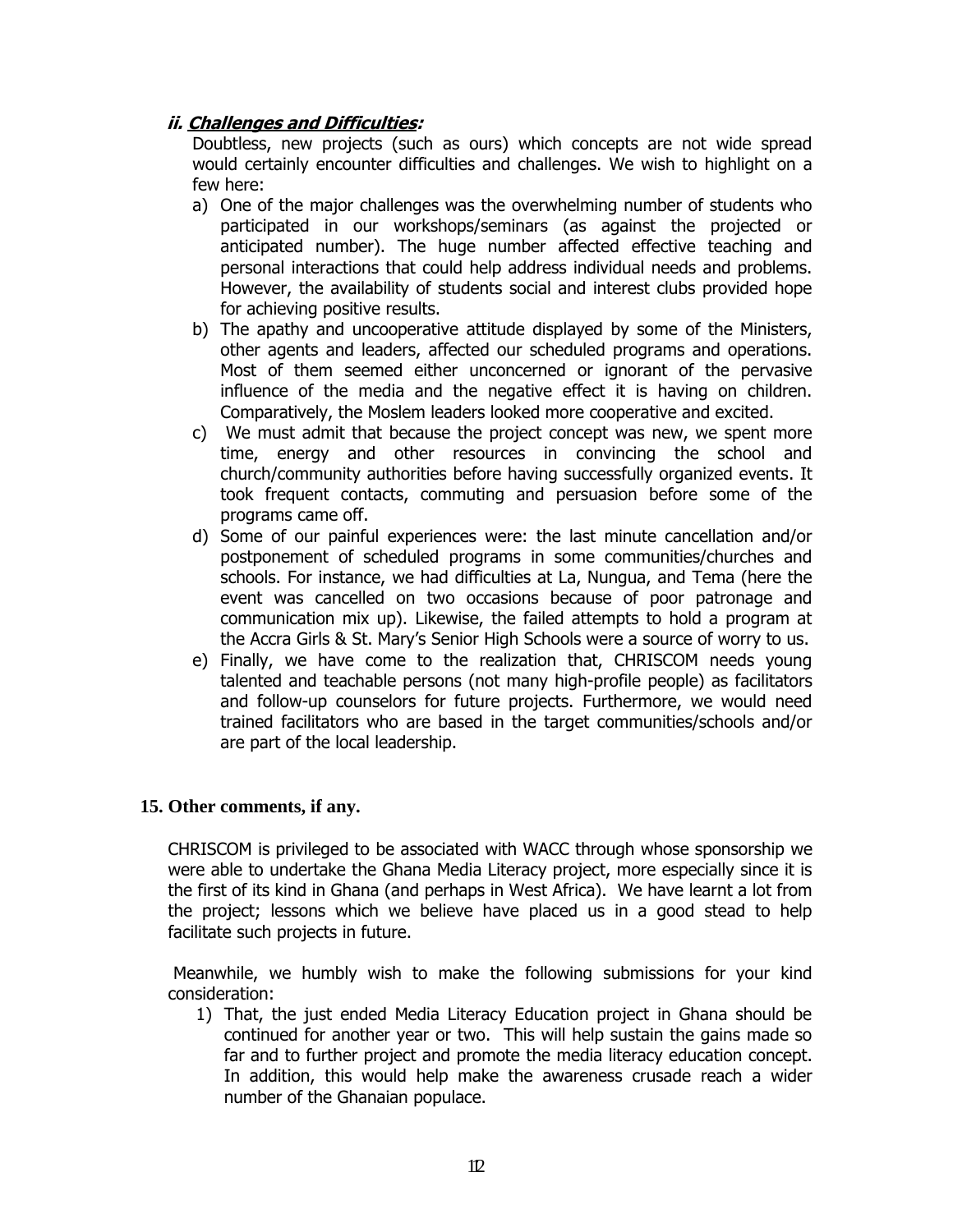### *ii. Challenges and Difficulties:*

Doubtless, new projects (such as ours) which concepts are not wide spread would certainly encounter difficulties and challenges. We wish to highlight on a few here:

a) One of the major challenges was the overwhelming number of students who participated in our workshops/seminars (as against the projected or anticipated number). The huge number affected effective teaching and personal interactions that could help address individual needs and problems. However, the availability of students social and interest clubs provided hope for achieving positive results.
b) The apathy and uncooperative attitude displayed by some of the Ministers, other agents and leaders, affected our scheduled programs and operations. Most of them seemed either unconcerned or ignorant of the pervasive influence of the media and the negative effect it is having on children. Comparatively, the Moslem leaders looked more cooperative and excited.
c) We must admit that because the project concept was new, we spent more time, energy and other resources in convincing the school and church/community authorities before having successfully organized events. It took frequent contacts, commuting and persuasion before some of the programs came off.
d) Some of our painful experiences were: the last minute cancellation and/or postponement of scheduled programs in some communities/churches and schools. For instance, we had difficulties at La, Nungua, and Tema (here the event was cancelled on two occasions because of poor patronage and communication mix up). Likewise, the failed attempts to hold a program at the Accra Girls & St. Mary's Senior High Schools were a source of worry to us.
e) Finally, we have come to the realization that, CHRISCOM needs young talented and teachable persons (not many high-profile people) as facilitators and follow-up counselors for future projects. Furthermore, we would need trained facilitators who are based in the target communities/schools and/or are part of the local leadership.

**15. Other comments, if any.**

CHRISCOM is privileged to be associated with WACC through whose sponsorship we were able to undertake the Ghana Media Literacy project, more especially since it is the first of its kind in Ghana (and perhaps in West Africa). We have learnt a lot from the project; lessons which we believe have placed us in a good stead to help facilitate such projects in future.

Meanwhile, we humbly wish to make the following submissions for your kind consideration:

1) That, the just ended Media Literacy Education project in Ghana should be continued for another year or two. This will help sustain the gains made so far and to further project and promote the media literacy education concept. In addition, this would help make the awareness crusade reach a wider number of the Ghanaian populace.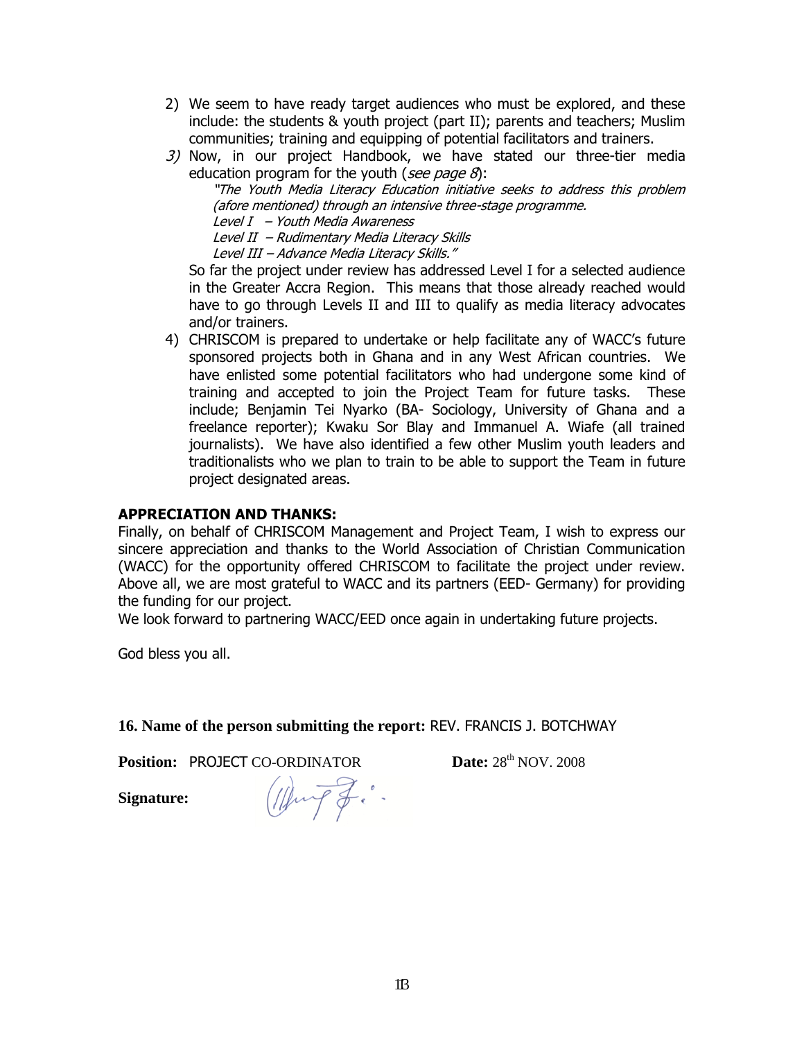2) We seem to have ready target audiences who must be explored, and these include: the students & youth project (part II); parents and teachers; Muslim communities; training and equipping of potential facilitators and trainers.

*3)* Now, in our project Handbook, we have stated our three-tier media education program for the youth (*see page 8*):

   *"The Youth Media Literacy Education initiative seeks to address this problem (afore mentioned) through an intensive three-stage programme.*
   *Level I – Youth Media Awareness*
   *Level II – Rudimentary Media Literacy Skills*
   *Level III – Advance Media Literacy Skills."*

   So far the project under review has addressed Level I for a selected audience in the Greater Accra Region. This means that those already reached would have to go through Levels II and III to qualify as media literacy advocates and/or trainers.

4) CHRISCOM is prepared to undertake or help facilitate any of WACC's future sponsored projects both in Ghana and in any West African countries. We have enlisted some potential facilitators who had undergone some kind of training and accepted to join the Project Team for future tasks. These include; Benjamin Tei Nyarko (BA- Sociology, University of Ghana and a freelance reporter); Kwaku Sor Blay and Immanuel A. Wiafe (all trained journalists). We have also identified a few other Muslim youth leaders and traditionalists who we plan to train to be able to support the Team in future project designated areas.

**APPRECIATION AND THANKS:**

Finally, on behalf of CHRISCOM Management and Project Team, I wish to express our sincere appreciation and thanks to the World Association of Christian Communication (WACC) for the opportunity offered CHRISCOM to facilitate the project under review. Above all, we are most grateful to WACC and its partners (EED- Germany) for providing the funding for our project.

We look forward to partnering WACC/EED once again in undertaking future projects.

God bless you all.

**16. Name of the person submitting the report:** REV. FRANCIS J. BOTCHWAY

**Position:** PROJECT CO-ORDINATOR **Date:** 28th NOV. 2008

**Signature:**